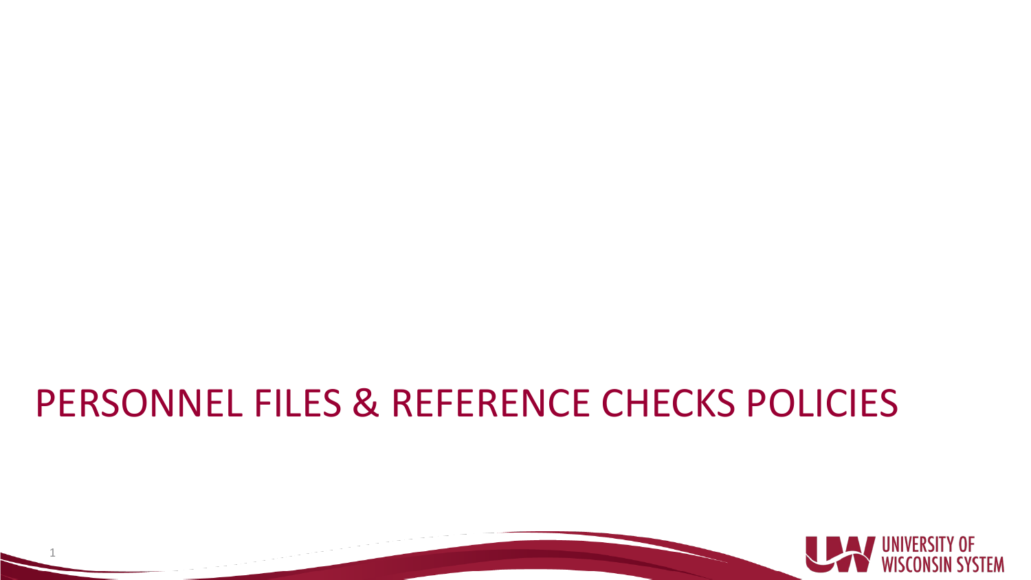# PERSONNEL FILES & REFERENCE CHECKS POLICIES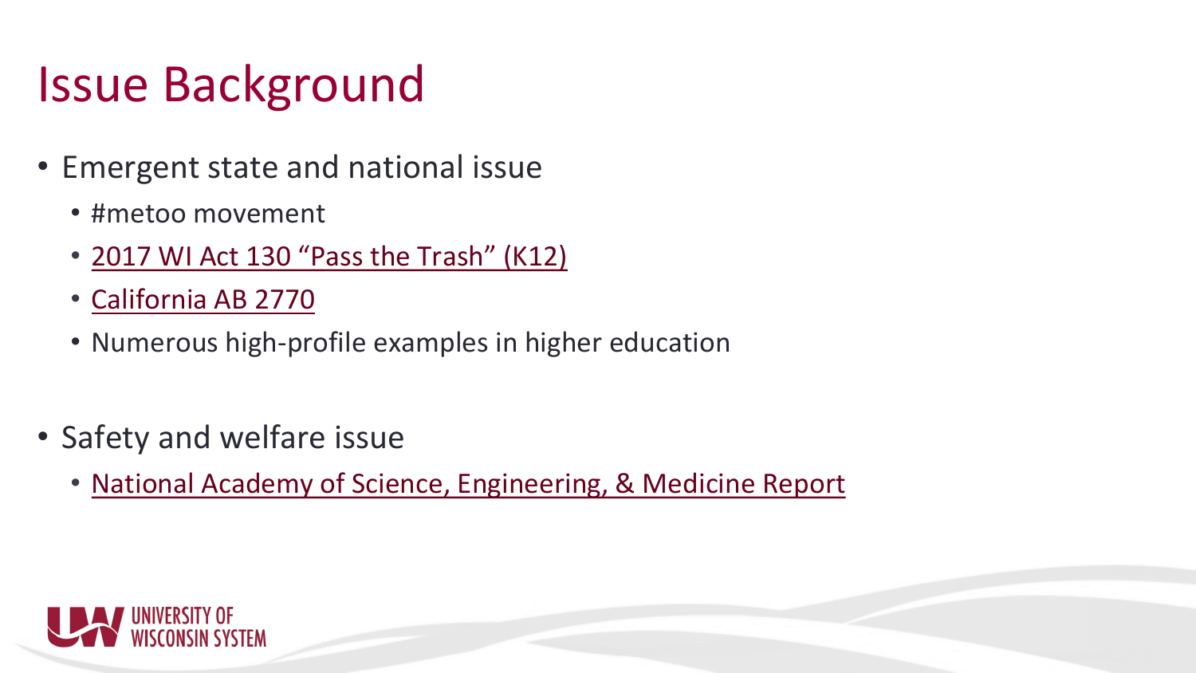# Issue Background

- Emergent state and national issue
  - #metoo movement
  - 2017 WI Act 130 "Pass the Trash" (K12)
  - California AB 2770
  - Numerous high-profile examples in higher education

- Safety and welfare issue
  - National Academy of Science, Engineering, & Medicine Report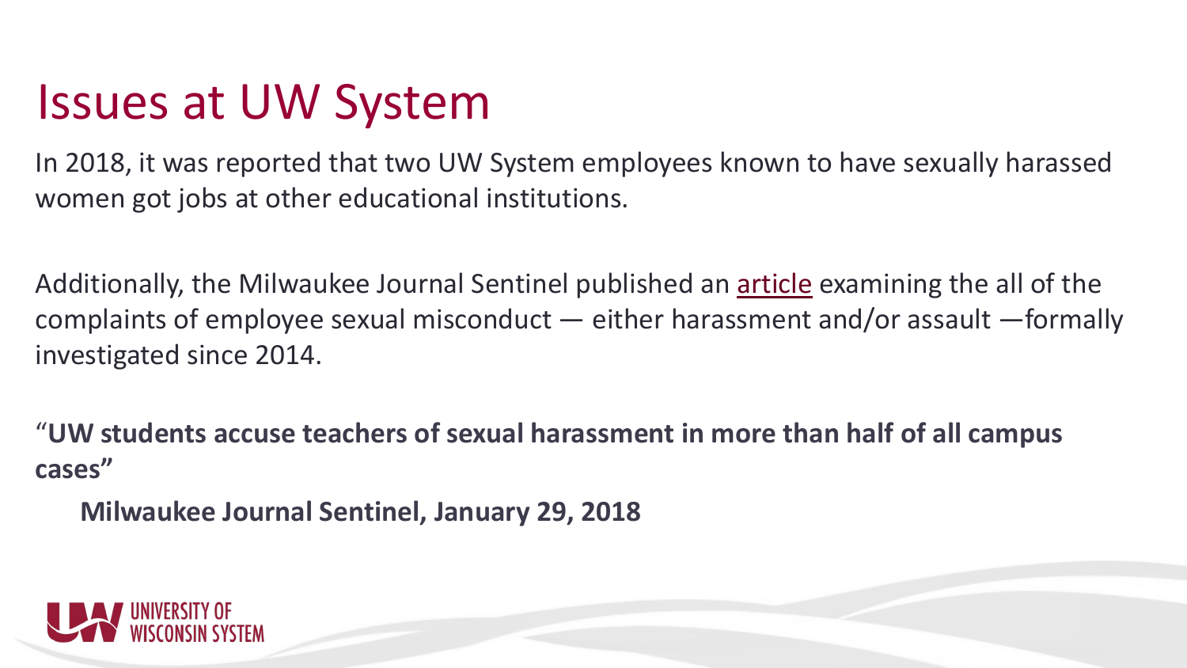# Issues at UW System

In 2018, it was reported that two UW System employees known to have sexually harassed women got jobs at other educational institutions.

Additionally, the Milwaukee Journal Sentinel published an article examining the all of the complaints of employee sexual misconduct — either harassment and/or assault —formally investigated since 2014.

"**UW students accuse teachers of sexual harassment in more than half of all campus cases"**

**Milwaukee Journal Sentinel, January 29, 2018**

UNIVERSITY OF WISCONSIN SYSTEM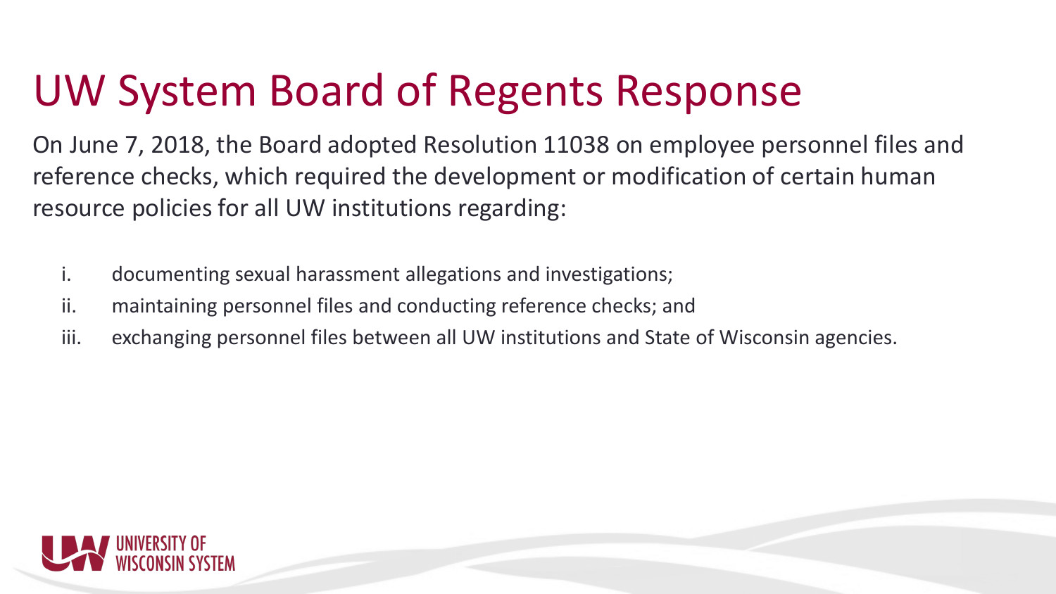# UW System Board of Regents Response

On June 7, 2018, the Board adopted Resolution 11038 on employee personnel files and reference checks, which required the development or modification of certain human resource policies for all UW institutions regarding:

i. documenting sexual harassment allegations and investigations;
ii. maintaining personnel files and conducting reference checks; and
iii. exchanging personnel files between all UW institutions and State of Wisconsin agencies.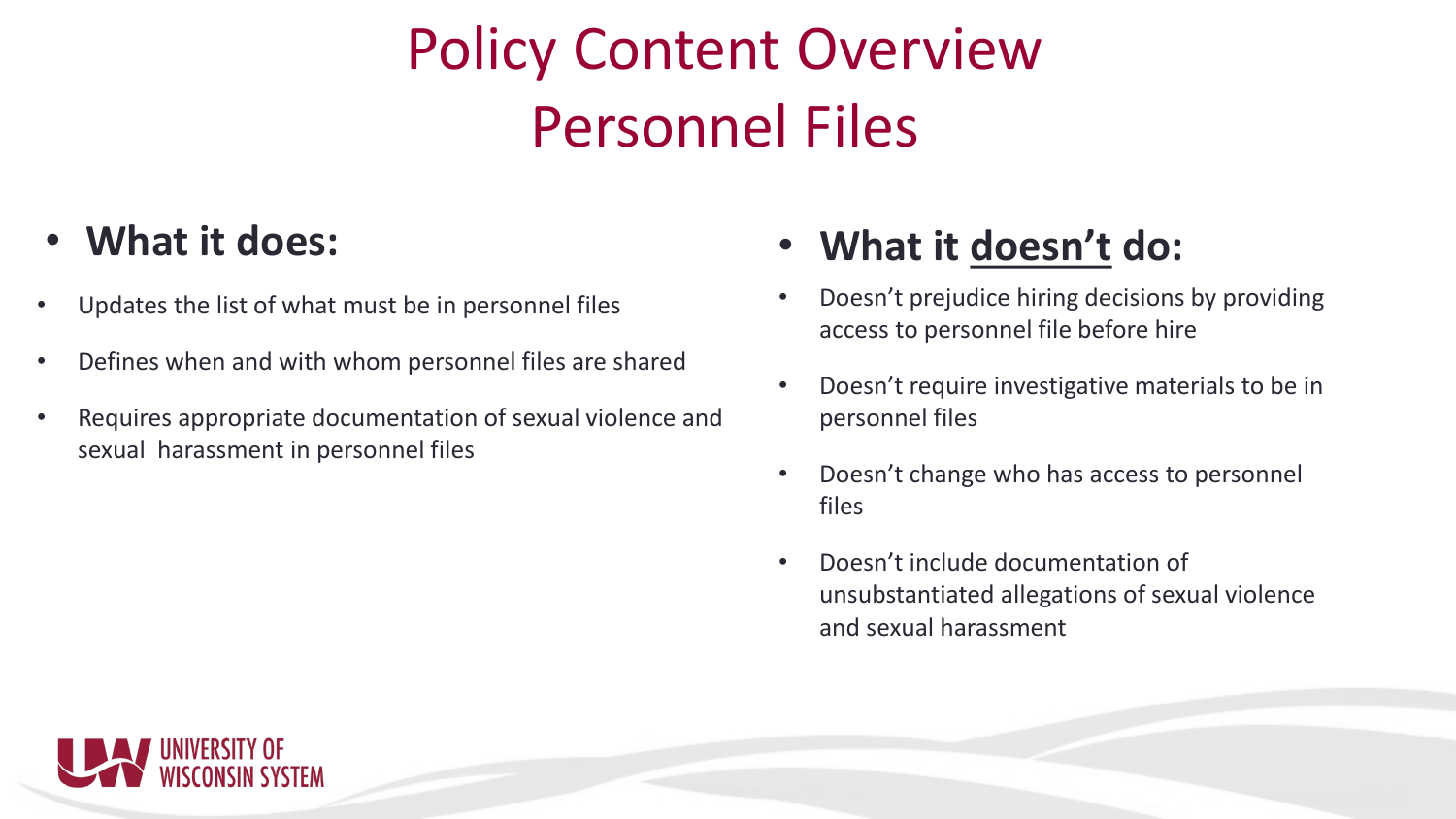# Policy Content Overview
# Personnel Files

- **What it does:**

- Updates the list of what must be in personnel files
- Defines when and with whom personnel files are shared
- Requires appropriate documentation of sexual violence and sexual harassment in personnel files

- **What it doesn't do:**

- Doesn't prejudice hiring decisions by providing access to personnel file before hire
- Doesn't require investigative materials to be in personnel files
- Doesn't change who has access to personnel files
- Doesn't include documentation of unsubstantiated allegations of sexual violence and sexual harassment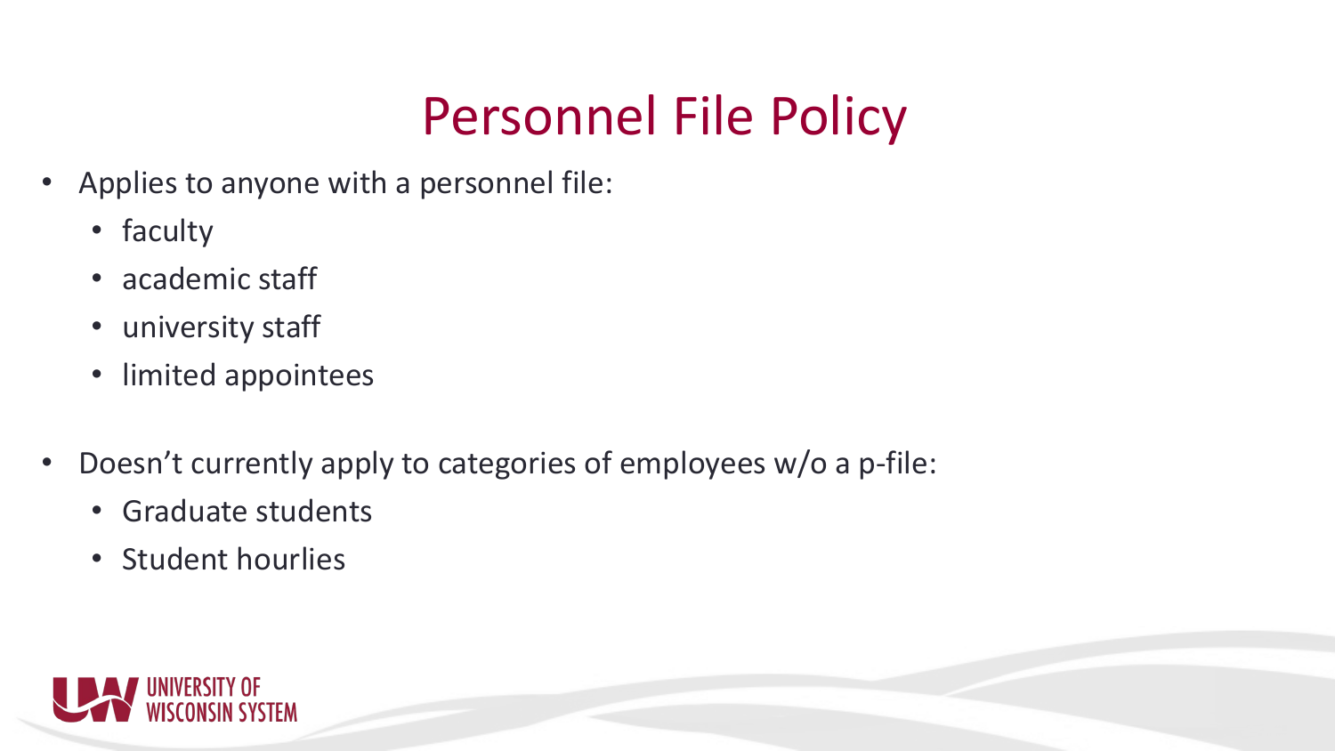# Personnel File Policy

- Applies to anyone with a personnel file:
  - faculty
  - academic staff
  - university staff
  - limited appointees
- Doesn't currently apply to categories of employees w/o a p-file:
  - Graduate students
  - Student hourlies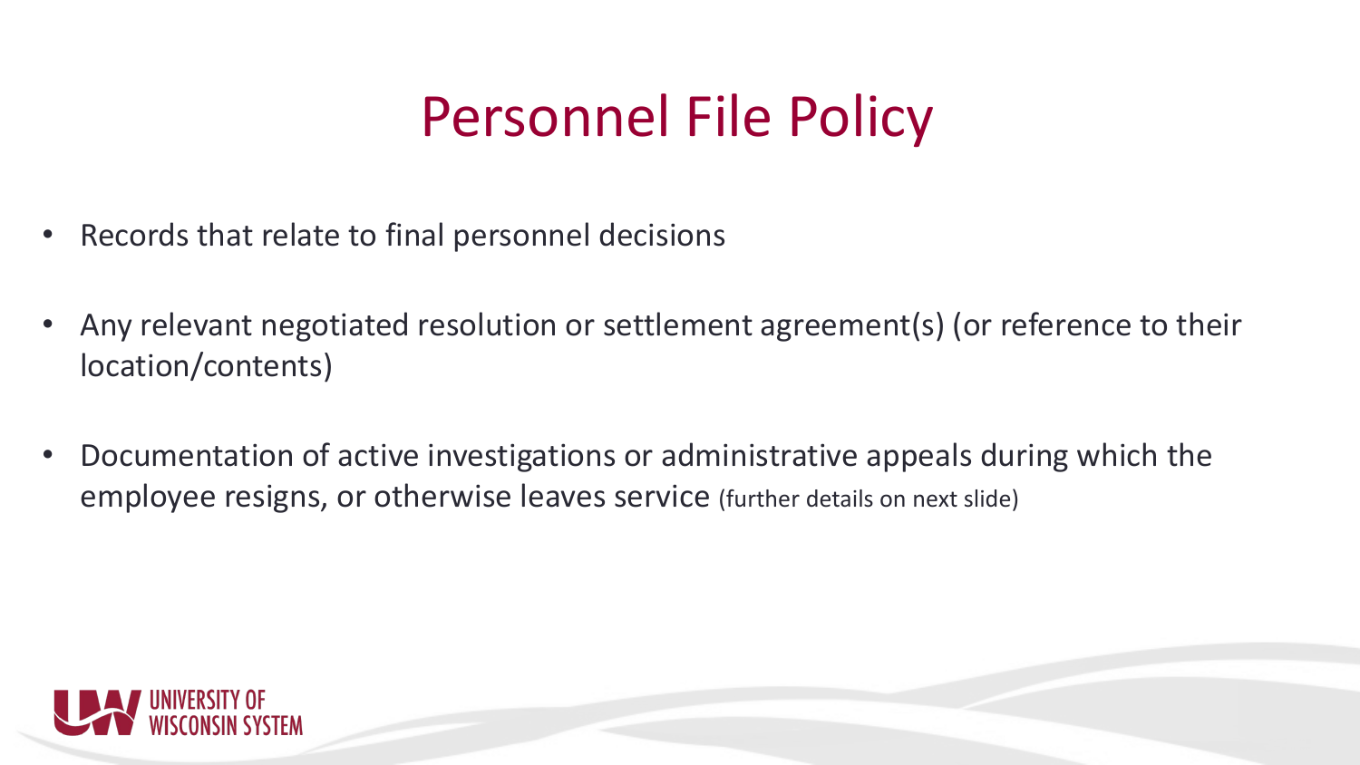# Personnel File Policy

- Records that relate to final personnel decisions
- Any relevant negotiated resolution or settlement agreement(s) (or reference to their location/contents)
- Documentation of active investigations or administrative appeals during which the employee resigns, or otherwise leaves service (further details on next slide)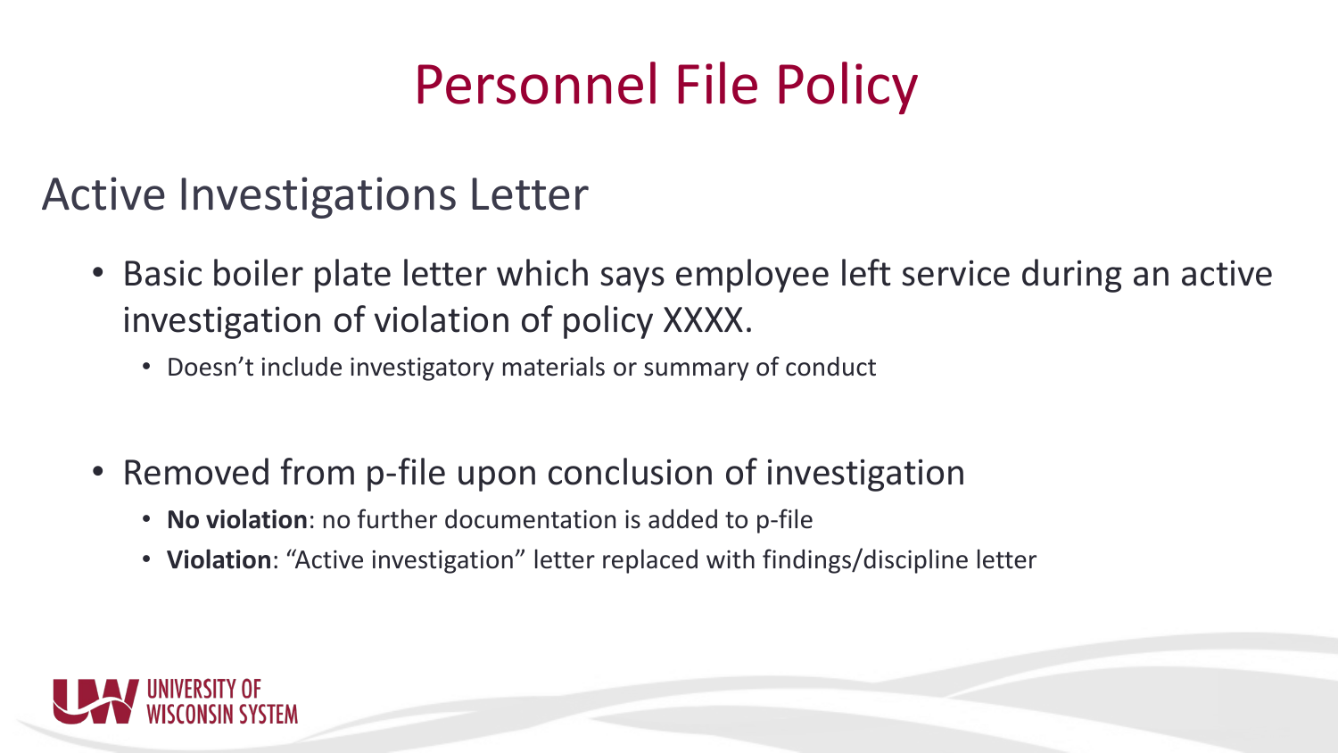# Personnel File Policy

## Active Investigations Letter

- Basic boiler plate letter which says employee left service during an active investigation of violation of policy XXXX.
  - Doesn't include investigatory materials or summary of conduct

- Removed from p-file upon conclusion of investigation
  - **No violation**: no further documentation is added to p-file
  - **Violation**: "Active investigation" letter replaced with findings/discipline letter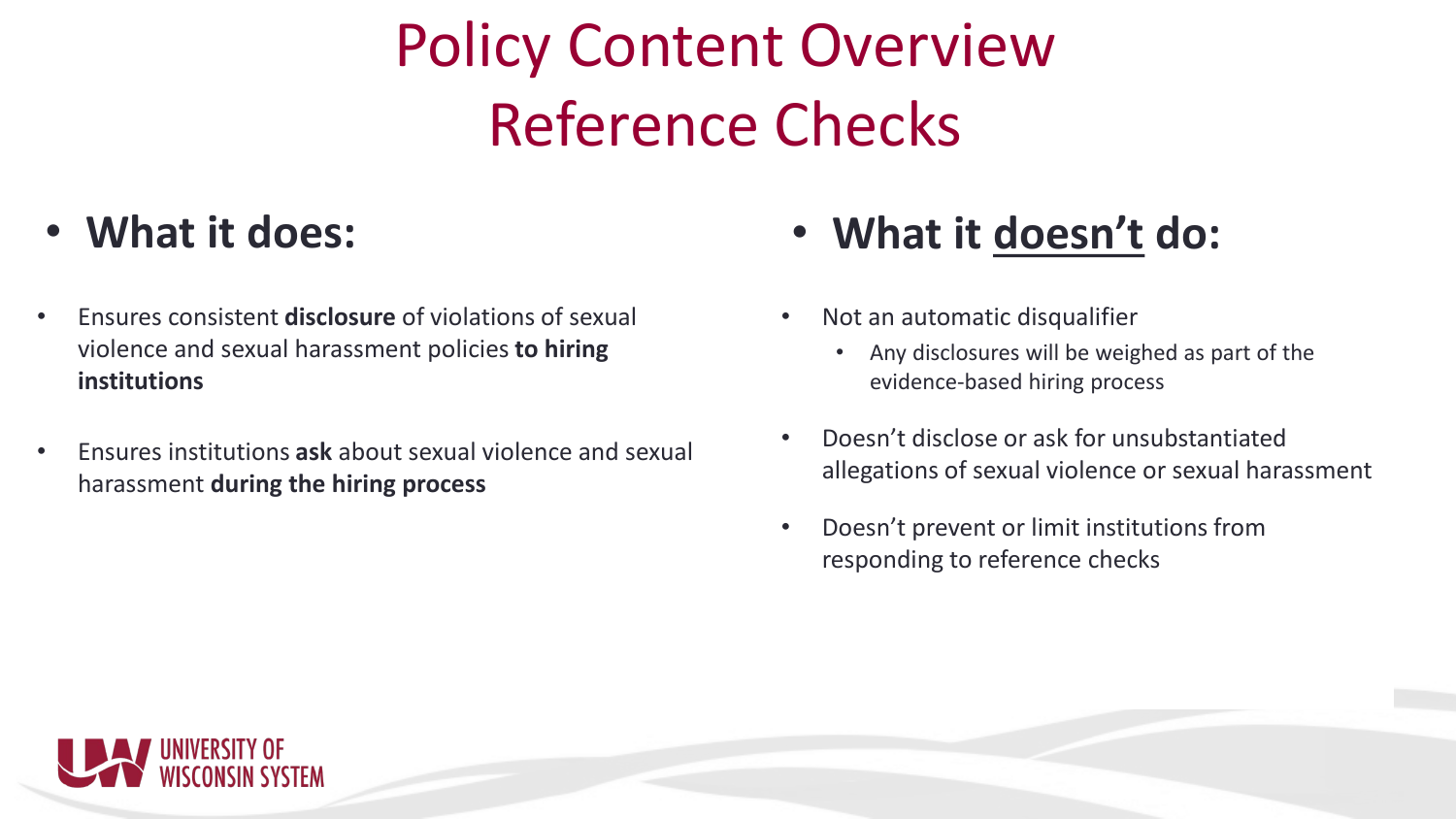# Policy Content Overview Reference Checks

## What it does:

- Ensures consistent **disclosure** of violations of sexual violence and sexual harassment policies **to hiring institutions**
- Ensures institutions **ask** about sexual violence and sexual harassment **during the hiring process**

## What it <u>doesn't</u> do:

- Not an automatic disqualifier
  - Any disclosures will be weighed as part of the evidence-based hiring process
- Doesn't disclose or ask for unsubstantiated allegations of sexual violence or sexual harassment
- Doesn't prevent or limit institutions from responding to reference checks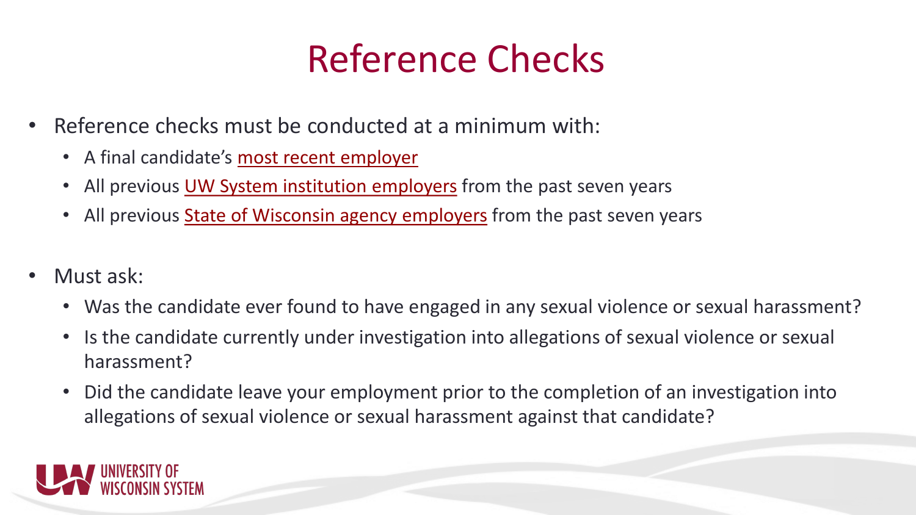# Reference Checks

- Reference checks must be conducted at a minimum with:
  - A final candidate's most recent employer
  - All previous UW System institution employers from the past seven years
  - All previous State of Wisconsin agency employers from the past seven years

- Must ask:
  - Was the candidate ever found to have engaged in any sexual violence or sexual harassment?
  - Is the candidate currently under investigation into allegations of sexual violence or sexual harassment?
  - Did the candidate leave your employment prior to the completion of an investigation into allegations of sexual violence or sexual harassment against that candidate?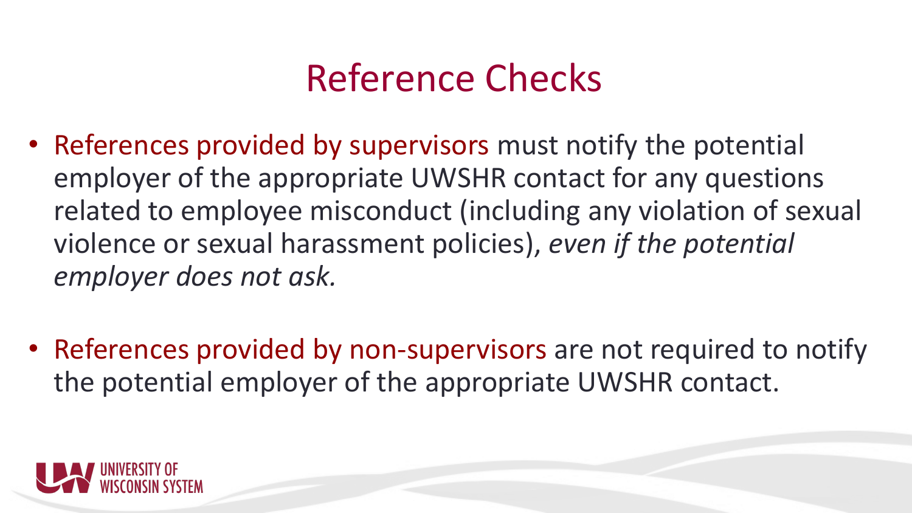# Reference Checks

- References provided by supervisors must notify the potential employer of the appropriate UWSHR contact for any questions related to employee misconduct (including any violation of sexual violence or sexual harassment policies), *even if the potential employer does not ask.*

- References provided by non-supervisors are not required to notify the potential employer of the appropriate UWSHR contact.